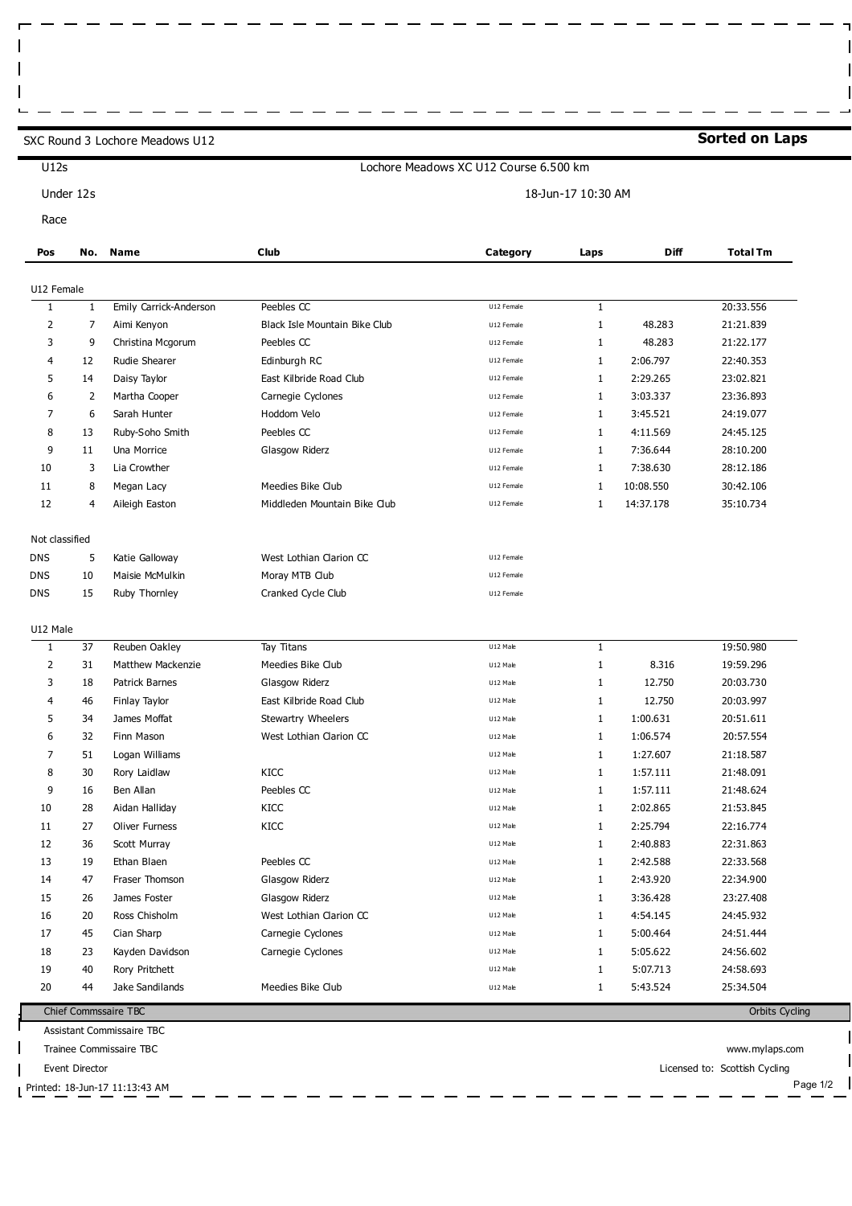SXC Round 3 Lochore Meadows U12

**Sorted on Laps**

U12s

Lochore Meadows XC U12 Course 6.500 km

Under 12s

18-Jun-17 10:30 AM

Race

| Pos | No. | Name | Club | Category | Laps | Diff | Total Tm |
|---|---|---|---|---|---|---|---|
| U12 Female | | | | | | | |
| 1 | 1 | Emily Carrick-Anderson | Peebles CC | U12 Female | 1 | | 20:33.556 |
| 2 | 7 | Aimi Kenyon | Black Isle Mountain Bike Club | U12 Female | 1 | 48.283 | 21:21.839 |
| 3 | 9 | Christina Mcgorum | Peebles CC | U12 Female | 1 | 48.283 | 21:22.177 |
| 4 | 12 | Rudie Shearer | Edinburgh RC | U12 Female | 1 | 2:06.797 | 22:40.353 |
| 5 | 14 | Daisy Taylor | East Kilbride Road Club | U12 Female | 1 | 2:29.265 | 23:02.821 |
| 6 | 2 | Martha Cooper | Carnegie Cyclones | U12 Female | 1 | 3:03.337 | 23:36.893 |
| 7 | 6 | Sarah Hunter | Hoddom Velo | U12 Female | 1 | 3:45.521 | 24:19.077 |
| 8 | 13 | Ruby-Soho Smith | Peebles CC | U12 Female | 1 | 4:11.569 | 24:45.125 |
| 9 | 11 | Una Morrice | Glasgow Riderz | U12 Female | 1 | 7:36.644 | 28:10.200 |
| 10 | 3 | Lia Crowther | | U12 Female | 1 | 7:38.630 | 28:12.186 |
| 11 | 8 | Megan Lacy | Meedies Bike Club | U12 Female | 1 | 10:08.550 | 30:42.106 |
| 12 | 4 | Aileigh Easton | Middleden Mountain Bike Club | U12 Female | 1 | 14:37.178 | 35:10.734 |
| Not classified | | | | | | | |
| DNS | 5 | Katie Galloway | West Lothian Clarion CC | U12 Female | | | |
| DNS | 10 | Maisie McMulkin | Moray MTB Club | U12 Female | | | |
| DNS | 15 | Ruby Thornley | Cranked Cycle Club | U12 Female | | | |
| U12 Male | | | | | | | |
| 1 | 37 | Reuben Oakley | Tay Titans | U12 Male | 1 | | 19:50.980 |
| 2 | 31 | Matthew Mackenzie | Meedies Bike Club | U12 Male | 1 | 8.316 | 19:59.296 |
| 3 | 18 | Patrick Barnes | Glasgow Riderz | U12 Male | 1 | 12.750 | 20:03.730 |
| 4 | 46 | Finlay Taylor | East Kilbride Road Club | U12 Male | 1 | 12.750 | 20:03.997 |
| 5 | 34 | James Moffat | Stewartry Wheelers | U12 Male | 1 | 1:00.631 | 20:51.611 |
| 6 | 32 | Finn Mason | West Lothian Clarion CC | U12 Male | 1 | 1:06.574 | 20:57.554 |
| 7 | 51 | Logan Williams | | U12 Male | 1 | 1:27.607 | 21:18.587 |
| 8 | 30 | Rory Laidlaw | KICC | U12 Male | 1 | 1:57.111 | 21:48.091 |
| 9 | 16 | Ben Allan | Peebles CC | U12 Male | 1 | 1:57.111 | 21:48.624 |
| 10 | 28 | Aidan Halliday | KICC | U12 Male | 1 | 2:02.865 | 21:53.845 |
| 11 | 27 | Oliver Furness | KICC | U12 Male | 1 | 2:25.794 | 22:16.774 |
| 12 | 36 | Scott Murray | | U12 Male | 1 | 2:40.883 | 22:31.863 |
| 13 | 19 | Ethan Blaen | Peebles CC | U12 Male | 1 | 2:42.588 | 22:33.568 |
| 14 | 47 | Fraser Thomson | Glasgow Riderz | U12 Male | 1 | 2:43.920 | 22:34.900 |
| 15 | 26 | James Foster | Glasgow Riderz | U12 Male | 1 | 3:36.428 | 23:27.408 |
| 16 | 20 | Ross Chisholm | West Lothian Clarion CC | U12 Male | 1 | 4:54.145 | 24:45.932 |
| 17 | 45 | Cian Sharp | Carnegie Cyclones | U12 Male | 1 | 5:00.464 | 24:51.444 |
| 18 | 23 | Kayden Davidson | Carnegie Cyclones | U12 Male | 1 | 5:05.622 | 24:56.602 |
| 19 | 40 | Rory Pritchett | | U12 Male | 1 | 5:07.713 | 24:58.693 |
| 20 | 44 | Jake Sandilands | Meedies Bike Club | U12 Male | 1 | 5:43.524 | 25:34.504 |

Chief Commssaire TBC

Orbits Cycling

Assistant Commissaire TBC

Trainee Commissaire TBC

www.mylaps.com

Event Director

Licensed to: Scottish Cycling

Printed: 18-Jun-17 11:13:43 AM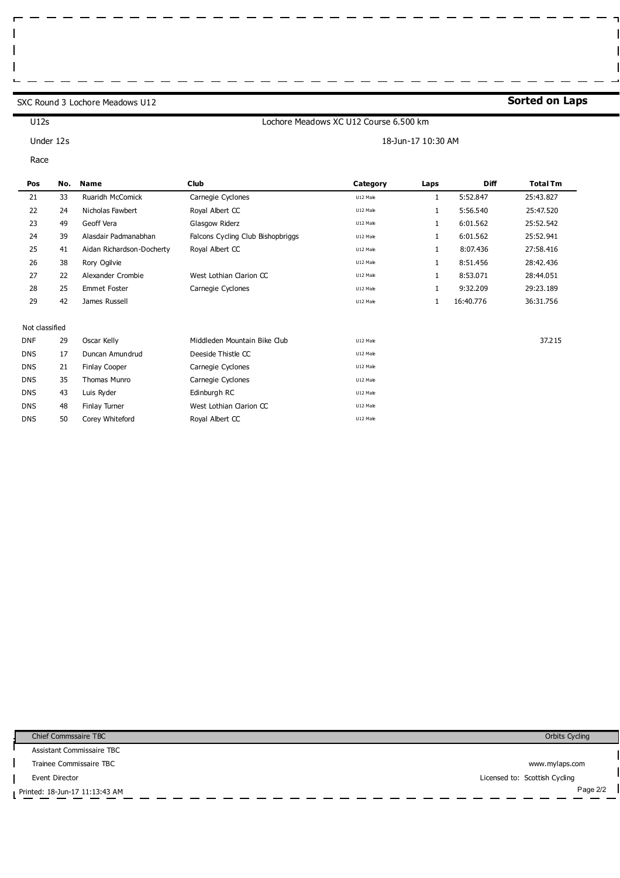SXC Round 3 Lochore Meadows U12 **Sorted on Laps**

U12s — Lochore Meadows XC U12 Course 6.500 km

Under 12s — 18-Jun-17 10:30 AM

Race

| Pos | No. | Name | Club | Category | Laps | Diff | Total Tm |
|---|---|---|---|---|---|---|---|
| 21 | 33 | Ruaridh McComick | Carnegie Cyclones | U12 Male | 1 | 5:52.847 | 25:43.827 |
| 22 | 24 | Nicholas Fawbert | Royal Albert CC | U12 Male | 1 | 5:56.540 | 25:47.520 |
| 23 | 49 | Geoff Vera | Glasgow Riderz | U12 Male | 1 | 6:01.562 | 25:52.542 |
| 24 | 39 | Alasdair Padmanabhan | Falcons Cycling Club Bishopbriggs | U12 Male | 1 | 6:01.562 | 25:52.941 |
| 25 | 41 | Aidan Richardson-Docherty | Royal Albert CC | U12 Male | 1 | 8:07.436 | 27:58.416 |
| 26 | 38 | Rory Ogilvie | | U12 Male | 1 | 8:51.456 | 28:42.436 |
| 27 | 22 | Alexander Crombie | West Lothian Clarion CC | U12 Male | 1 | 8:53.071 | 28:44.051 |
| 28 | 25 | Emmet Foster | Carnegie Cyclones | U12 Male | 1 | 9:32.209 | 29:23.189 |
| 29 | 42 | James Russell | | U12 Male | 1 | 16:40.776 | 36:31.756 |
| Not classified | | | | | | | |
| DNF | 29 | Oscar Kelly | Middleden Mountain Bike Club | U12 Male | | | 37.215 |
| DNS | 17 | Duncan Amundrud | Deeside Thistle CC | U12 Male | | | |
| DNS | 21 | Finlay Cooper | Carnegie Cyclones | U12 Male | | | |
| DNS | 35 | Thomas Munro | Carnegie Cyclones | U12 Male | | | |
| DNS | 43 | Luis Ryder | Edinburgh RC | U12 Male | | | |
| DNS | 48 | Finlay Turner | West Lothian Clarion CC | U12 Male | | | |
| DNS | 50 | Corey Whiteford | Royal Albert CC | U12 Male | | | |

Chief Commssaire TBC — Orbits Cycling

Assistant Commissaire TBC

Trainee Commissaire TBC — www.mylaps.com

Event Director — Licensed to: Scottish Cycling

Printed: 18-Jun-17 11:13:43 AM